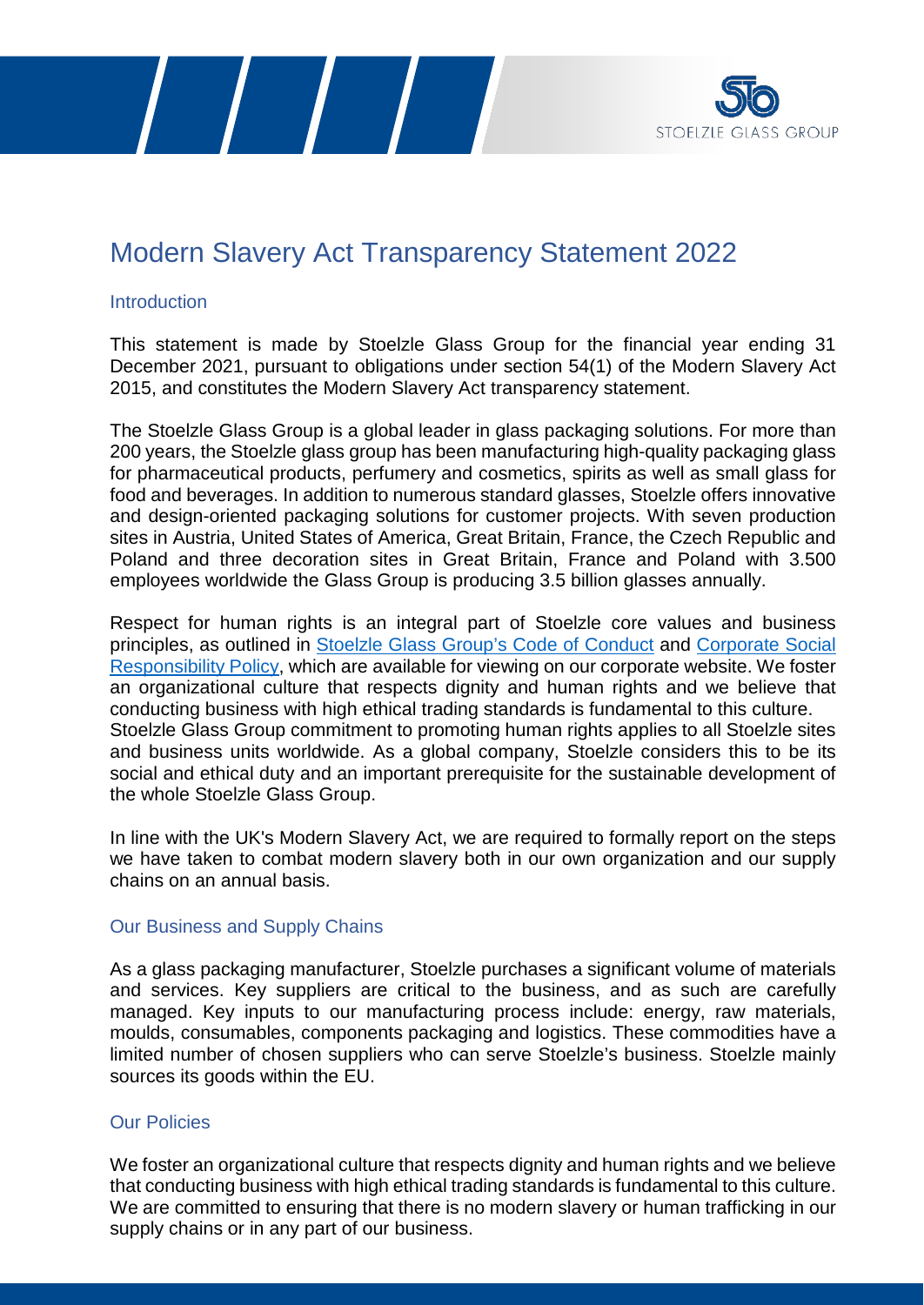# Modern Slavery Act Transparency Statement 2022

## Introduction

This statement is made by Stoelzle Glass Group for the financial year ending 31 December 2021, pursuant to obligations under section 54(1) of the Modern Slavery Act 2015, and constitutes the Modern Slavery Act transparency statement.

The Stoelzle Glass Group is a global leader in glass packaging solutions. For more than 200 years, the Stoelzle glass group has been manufacturing high-quality packaging glass for pharmaceutical products, perfumery and cosmetics, spirits as well as small glass for food and beverages. In addition to numerous standard glasses, Stoelzle offers innovative and design-oriented packaging solutions for customer projects. With seven production sites in Austria, United States of America, Great Britain, France, the Czech Republic and Poland and three decoration sites in Great Britain, France and Poland with 3.500 employees worldwide the Glass Group is producing 3.5 billion glasses annually.

Respect for human rights is an integral part of Stoelzle core values and business principles, as outlined in Stoelzle Glass Group's Code of Conduct and Corporate Social Responsibility Policy, which are available for viewing on our corporate website. We foster an organizational culture that respects dignity and human rights and we believe that conducting business with high ethical trading standards is fundamental to this culture.
Stoelzle Glass Group commitment to promoting human rights applies to all Stoelzle sites and business units worldwide. As a global company, Stoelzle considers this to be its social and ethical duty and an important prerequisite for the sustainable development of the whole Stoelzle Glass Group.

In line with the UK's Modern Slavery Act, we are required to formally report on the steps we have taken to combat modern slavery both in our own organization and our supply chains on an annual basis.

## Our Business and Supply Chains

As a glass packaging manufacturer, Stoelzle purchases a significant volume of materials and services. Key suppliers are critical to the business, and as such are carefully managed. Key inputs to our manufacturing process include: energy, raw materials, moulds, consumables, components packaging and logistics. These commodities have a limited number of chosen suppliers who can serve Stoelzle's business. Stoelzle mainly sources its goods within the EU.

## Our Policies

We foster an organizational culture that respects dignity and human rights and we believe that conducting business with high ethical trading standards is fundamental to this culture. We are committed to ensuring that there is no modern slavery or human trafficking in our supply chains or in any part of our business.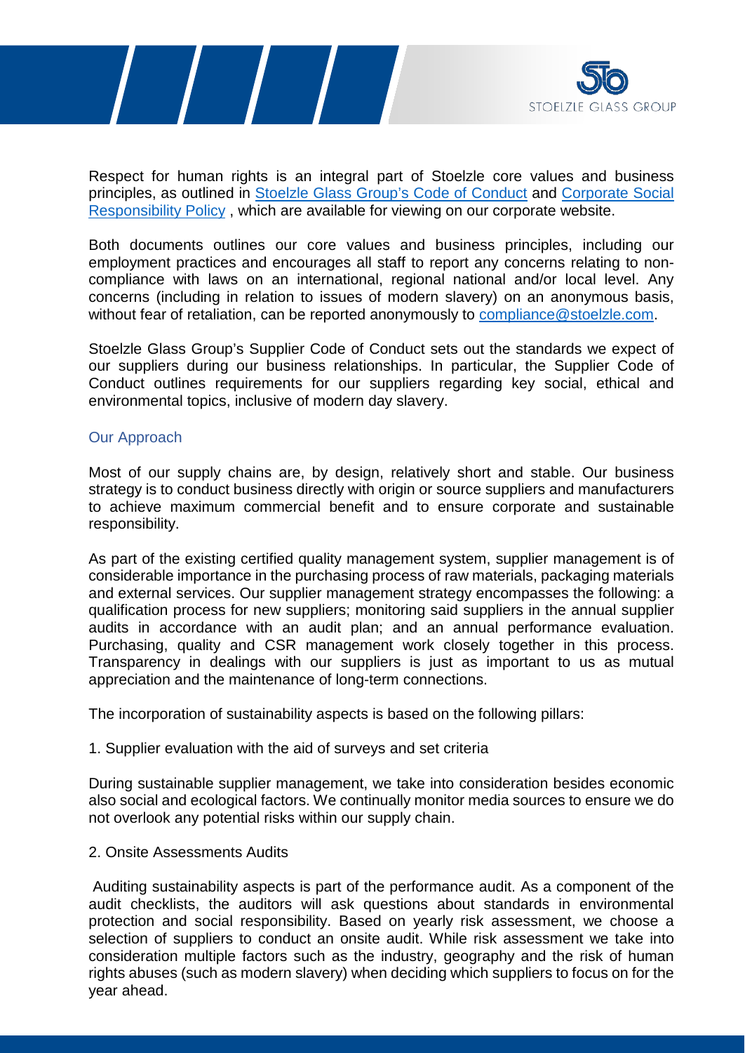Respect for human rights is an integral part of Stoelzle core values and business principles, as outlined in [Stoelzle Glass Group's Code of Conduct]() and [Corporate Social Responsibility Policy]() , which are available for viewing on our corporate website.

Both documents outlines our core values and business principles, including our employment practices and encourages all staff to report any concerns relating to non-compliance with laws on an international, regional national and/or local level. Any concerns (including in relation to issues of modern slavery) on an anonymous basis, without fear of retaliation, can be reported anonymously to [compliance@stoelzle.com](mailto:compliance@stoelzle.com).

Stoelzle Glass Group's Supplier Code of Conduct sets out the standards we expect of our suppliers during our business relationships. In particular, the Supplier Code of Conduct outlines requirements for our suppliers regarding key social, ethical and environmental topics, inclusive of modern day slavery.

## Our Approach

Most of our supply chains are, by design, relatively short and stable. Our business strategy is to conduct business directly with origin or source suppliers and manufacturers to achieve maximum commercial benefit and to ensure corporate and sustainable responsibility.

As part of the existing certified quality management system, supplier management is of considerable importance in the purchasing process of raw materials, packaging materials and external services. Our supplier management strategy encompasses the following: a qualification process for new suppliers; monitoring said suppliers in the annual supplier audits in accordance with an audit plan; and an annual performance evaluation. Purchasing, quality and CSR management work closely together in this process. Transparency in dealings with our suppliers is just as important to us as mutual appreciation and the maintenance of long-term connections.

The incorporation of sustainability aspects is based on the following pillars:

1. Supplier evaluation with the aid of surveys and set criteria

During sustainable supplier management, we take into consideration besides economic also social and ecological factors. We continually monitor media sources to ensure we do not overlook any potential risks within our supply chain.

2. Onsite Assessments Audits

Auditing sustainability aspects is part of the performance audit. As a component of the audit checklists, the auditors will ask questions about standards in environmental protection and social responsibility. Based on yearly risk assessment, we choose a selection of suppliers to conduct an onsite audit. While risk assessment we take into consideration multiple factors such as the industry, geography and the risk of human rights abuses (such as modern slavery) when deciding which suppliers to focus on for the year ahead.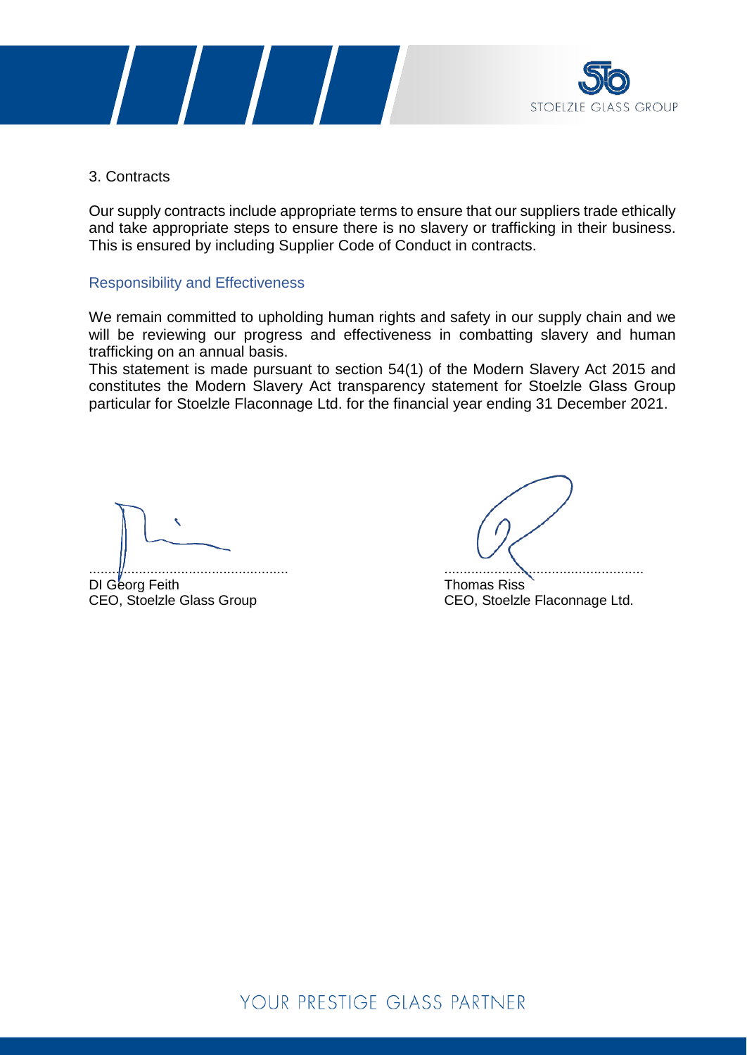3. Contracts

Our supply contracts include appropriate terms to ensure that our suppliers trade ethically and take appropriate steps to ensure there is no slavery or trafficking in their business. This is ensured by including Supplier Code of Conduct in contracts.

## Responsibility and Effectiveness

We remain committed to upholding human rights and safety in our supply chain and we will be reviewing our progress and effectiveness in combatting slavery and human trafficking on an annual basis.
This statement is made pursuant to section 54(1) of the Modern Slavery Act 2015 and constitutes the Modern Slavery Act transparency statement for Stoelzle Glass Group particular for Stoelzle Flaconnage Ltd. for the financial year ending 31 December 2021.

....................................................
DI Georg Feith
CEO, Stoelzle Glass Group

....................................................
Thomas Riss
CEO, Stoelzle Flaconnage Ltd.